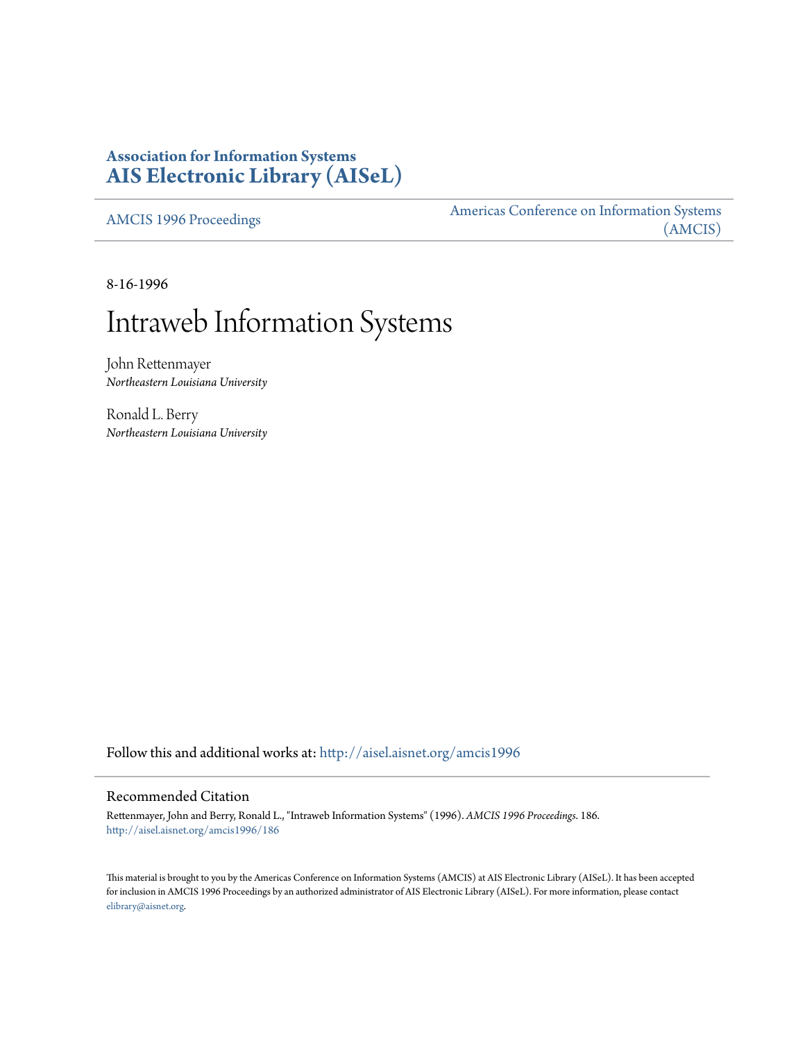**Association for Information Systems**
# AIS Electronic Library (AISeL)

AMCIS 1996 Proceedings | Americas Conference on Information Systems (AMCIS)

8-16-1996

# Intraweb Information Systems

John Rettenmayer
*Northeastern Louisiana University*

Ronald L. Berry
*Northeastern Louisiana University*

Follow this and additional works at: http://aisel.aisnet.org/amcis1996

## Recommended Citation

Rettenmayer, John and Berry, Ronald L., "Intraweb Information Systems" (1996). *AMCIS 1996 Proceedings*. 186.
http://aisel.aisnet.org/amcis1996/186

This material is brought to you by the Americas Conference on Information Systems (AMCIS) at AIS Electronic Library (AISeL). It has been accepted for inclusion in AMCIS 1996 Proceedings by an authorized administrator of AIS Electronic Library (AISeL). For more information, please contact elibrary@aisnet.org.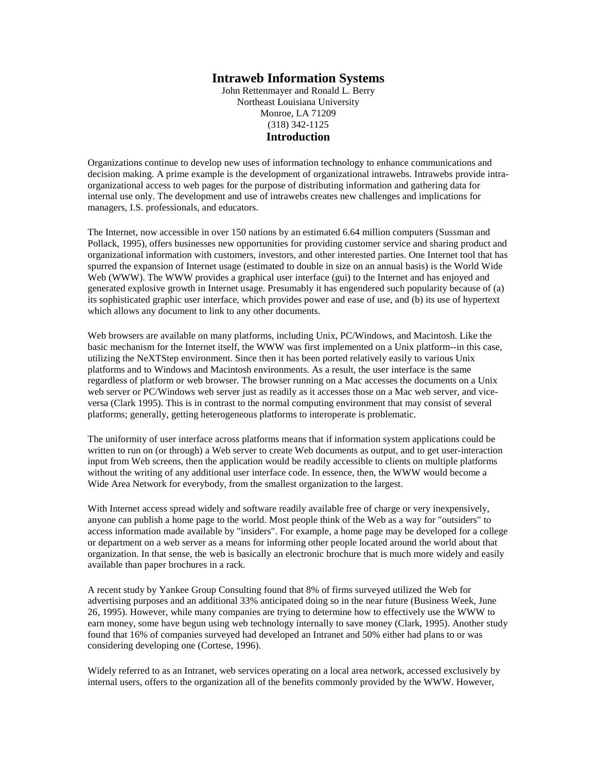# Intraweb Information Systems

John Rettenmayer and Ronald L. Berry
Northeast Louisiana University
Monroe, LA 71209
(318) 342-1125

## Introduction

Organizations continue to develop new uses of information technology to enhance communications and decision making. A prime example is the development of organizational intrawebs. Intrawebs provide intra-organizational access to web pages for the purpose of distributing information and gathering data for internal use only. The development and use of intrawebs creates new challenges and implications for managers, I.S. professionals, and educators.

The Internet, now accessible in over 150 nations by an estimated 6.64 million computers (Sussman and Pollack, 1995), offers businesses new opportunities for providing customer service and sharing product and organizational information with customers, investors, and other interested parties. One Internet tool that has spurred the expansion of Internet usage (estimated to double in size on an annual basis) is the World Wide Web (WWW). The WWW provides a graphical user interface (gui) to the Internet and has enjoyed and generated explosive growth in Internet usage. Presumably it has engendered such popularity because of (a) its sophisticated graphic user interface, which provides power and ease of use, and (b) its use of hypertext which allows any document to link to any other documents.

Web browsers are available on many platforms, including Unix, PC/Windows, and Macintosh. Like the basic mechanism for the Internet itself, the WWW was first implemented on a Unix platform--in this case, utilizing the NeXTStep environment. Since then it has been ported relatively easily to various Unix platforms and to Windows and Macintosh environments. As a result, the user interface is the same regardless of platform or web browser. The browser running on a Mac accesses the documents on a Unix web server or PC/Windows web server just as readily as it accesses those on a Mac web server, and vice-versa (Clark 1995). This is in contrast to the normal computing environment that may consist of several platforms; generally, getting heterogeneous platforms to interoperate is problematic.

The uniformity of user interface across platforms means that if information system applications could be written to run on (or through) a Web server to create Web documents as output, and to get user-interaction input from Web screens, then the application would be readily accessible to clients on multiple platforms without the writing of any additional user interface code. In essence, then, the WWW would become a Wide Area Network for everybody, from the smallest organization to the largest.

With Internet access spread widely and software readily available free of charge or very inexpensively, anyone can publish a home page to the world. Most people think of the Web as a way for "outsiders" to access information made available by "insiders". For example, a home page may be developed for a college or department on a web server as a means for informing other people located around the world about that organization. In that sense, the web is basically an electronic brochure that is much more widely and easily available than paper brochures in a rack.

A recent study by Yankee Group Consulting found that 8% of firms surveyed utilized the Web for advertising purposes and an additional 33% anticipated doing so in the near future (Business Week, June 26, 1995). However, while many companies are trying to determine how to effectively use the WWW to earn money, some have begun using web technology internally to save money (Clark, 1995). Another study found that 16% of companies surveyed had developed an Intranet and 50% either had plans to or was considering developing one (Cortese, 1996).

Widely referred to as an Intranet, web services operating on a local area network, accessed exclusively by internal users, offers to the organization all of the benefits commonly provided by the WWW. However,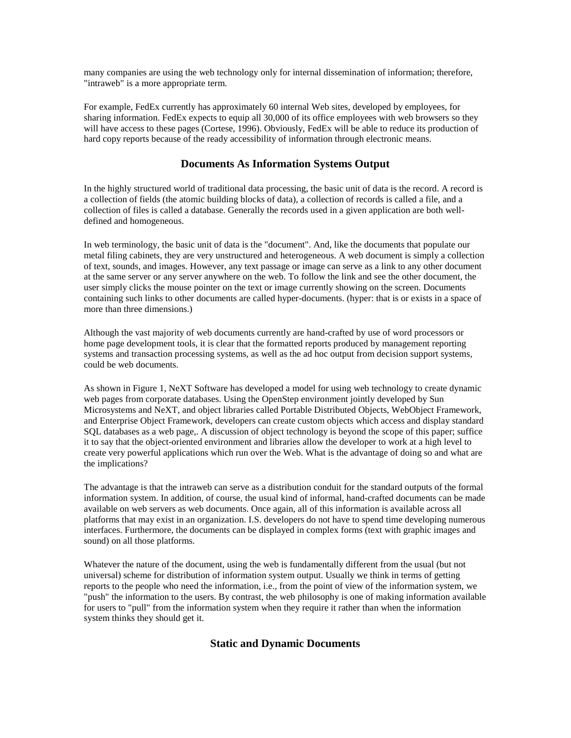many companies are using the web technology only for internal dissemination of information; therefore, "intraweb" is a more appropriate term.

For example, FedEx currently has approximately 60 internal Web sites, developed by employees, for sharing information. FedEx expects to equip all 30,000 of its office employees with web browsers so they will have access to these pages (Cortese, 1996). Obviously, FedEx will be able to reduce its production of hard copy reports because of the ready accessibility of information through electronic means.

## Documents As Information Systems Output

In the highly structured world of traditional data processing, the basic unit of data is the record. A record is a collection of fields (the atomic building blocks of data), a collection of records is called a file, and a collection of files is called a database. Generally the records used in a given application are both well-defined and homogeneous.

In web terminology, the basic unit of data is the "document". And, like the documents that populate our metal filing cabinets, they are very unstructured and heterogeneous. A web document is simply a collection of text, sounds, and images. However, any text passage or image can serve as a link to any other document at the same server or any server anywhere on the web. To follow the link and see the other document, the user simply clicks the mouse pointer on the text or image currently showing on the screen. Documents containing such links to other documents are called hyper-documents. (hyper: that is or exists in a space of more than three dimensions.)

Although the vast majority of web documents currently are hand-crafted by use of word processors or home page development tools, it is clear that the formatted reports produced by management reporting systems and transaction processing systems, as well as the ad hoc output from decision support systems, could be web documents.

As shown in Figure 1, NeXT Software has developed a model for using web technology to create dynamic web pages from corporate databases. Using the OpenStep environment jointly developed by Sun Microsystems and NeXT, and object libraries called Portable Distributed Objects, WebObject Framework, and Enterprise Object Framework, developers can create custom objects which access and display standard SQL databases as a web page,. A discussion of object technology is beyond the scope of this paper; suffice it to say that the object-oriented environment and libraries allow the developer to work at a high level to create very powerful applications which run over the Web. What is the advantage of doing so and what are the implications?

The advantage is that the intraweb can serve as a distribution conduit for the standard outputs of the formal information system. In addition, of course, the usual kind of informal, hand-crafted documents can be made available on web servers as web documents. Once again, all of this information is available across all platforms that may exist in an organization. I.S. developers do not have to spend time developing numerous interfaces. Furthermore, the documents can be displayed in complex forms (text with graphic images and sound) on all those platforms.

Whatever the nature of the document, using the web is fundamentally different from the usual (but not universal) scheme for distribution of information system output. Usually we think in terms of getting reports to the people who need the information, i.e., from the point of view of the information system, we "push" the information to the users. By contrast, the web philosophy is one of making information available for users to "pull" from the information system when they require it rather than when the information system thinks they should get it.

## Static and Dynamic Documents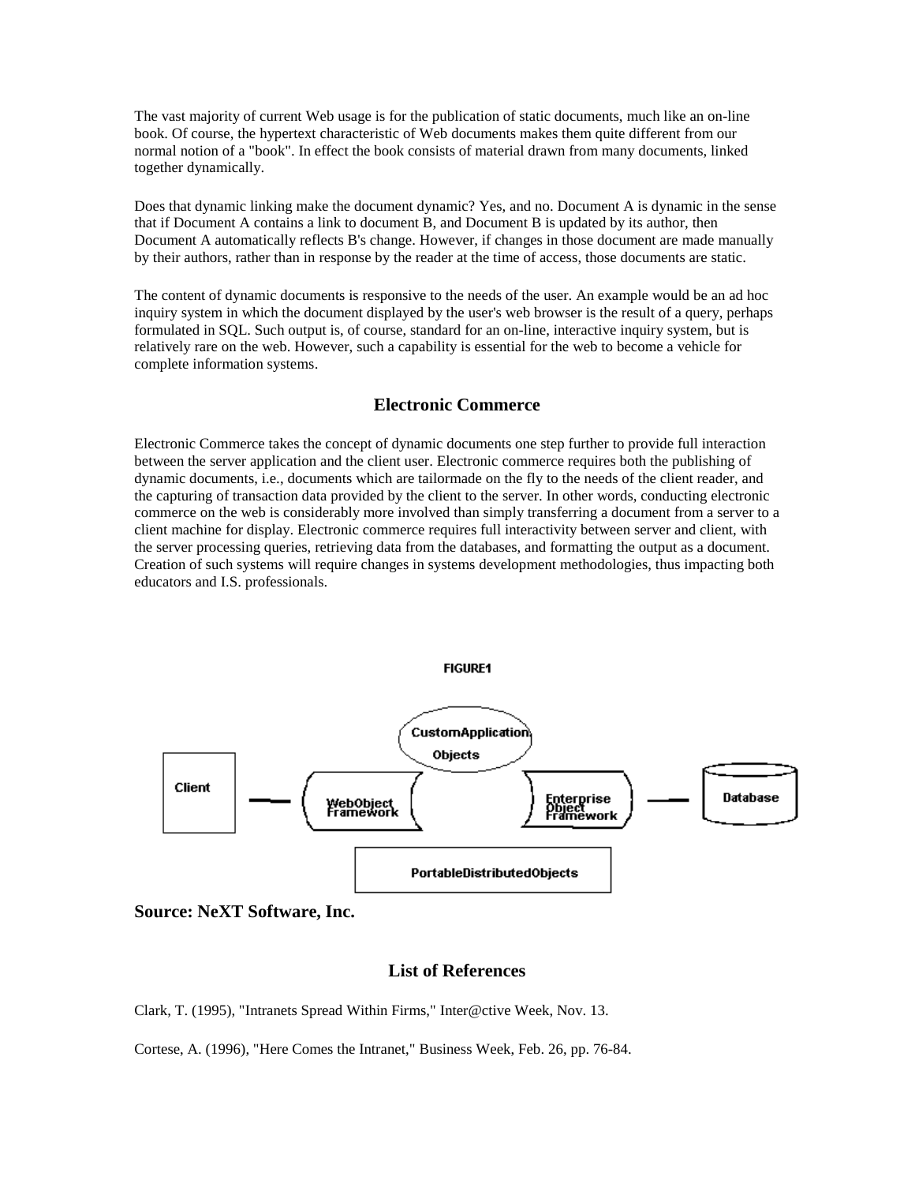The vast majority of current Web usage is for the publication of static documents, much like an on-line book. Of course, the hypertext characteristic of Web documents makes them quite different from our normal notion of a "book". In effect the book consists of material drawn from many documents, linked together dynamically.

Does that dynamic linking make the document dynamic? Yes, and no. Document A is dynamic in the sense that if Document A contains a link to document B, and Document B is updated by its author, then Document A automatically reflects B's change. However, if changes in those document are made manually by their authors, rather than in response by the reader at the time of access, those documents are static.

The content of dynamic documents is responsive to the needs of the user. An example would be an ad hoc inquiry system in which the document displayed by the user's web browser is the result of a query, perhaps formulated in SQL. Such output is, of course, standard for an on-line, interactive inquiry system, but is relatively rare on the web. However, such a capability is essential for the web to become a vehicle for complete information systems.

## Electronic Commerce

Electronic Commerce takes the concept of dynamic documents one step further to provide full interaction between the server application and the client user. Electronic commerce requires both the publishing of dynamic documents, i.e., documents which are tailormade on the fly to the needs of the client reader, and the capturing of transaction data provided by the client to the server. In other words, conducting electronic commerce on the web is considerably more involved than simply transferring a document from a server to a client machine for display. Electronic commerce requires full interactivity between server and client, with the server processing queries, retrieving data from the databases, and formatting the output as a document. Creation of such systems will require changes in systems development methodologies, thus impacting both educators and I.S. professionals.

FIGURE1

Client — WebObject Framework — CustomApplication Objects — Enterprise Object Framework — Database

PortableDistributedObjects

**Source: NeXT Software, Inc.**

## List of References

Clark, T. (1995), "Intranets Spread Within Firms," Inter@ctive Week, Nov. 13.

Cortese, A. (1996), "Here Comes the Intranet," Business Week, Feb. 26, pp. 76-84.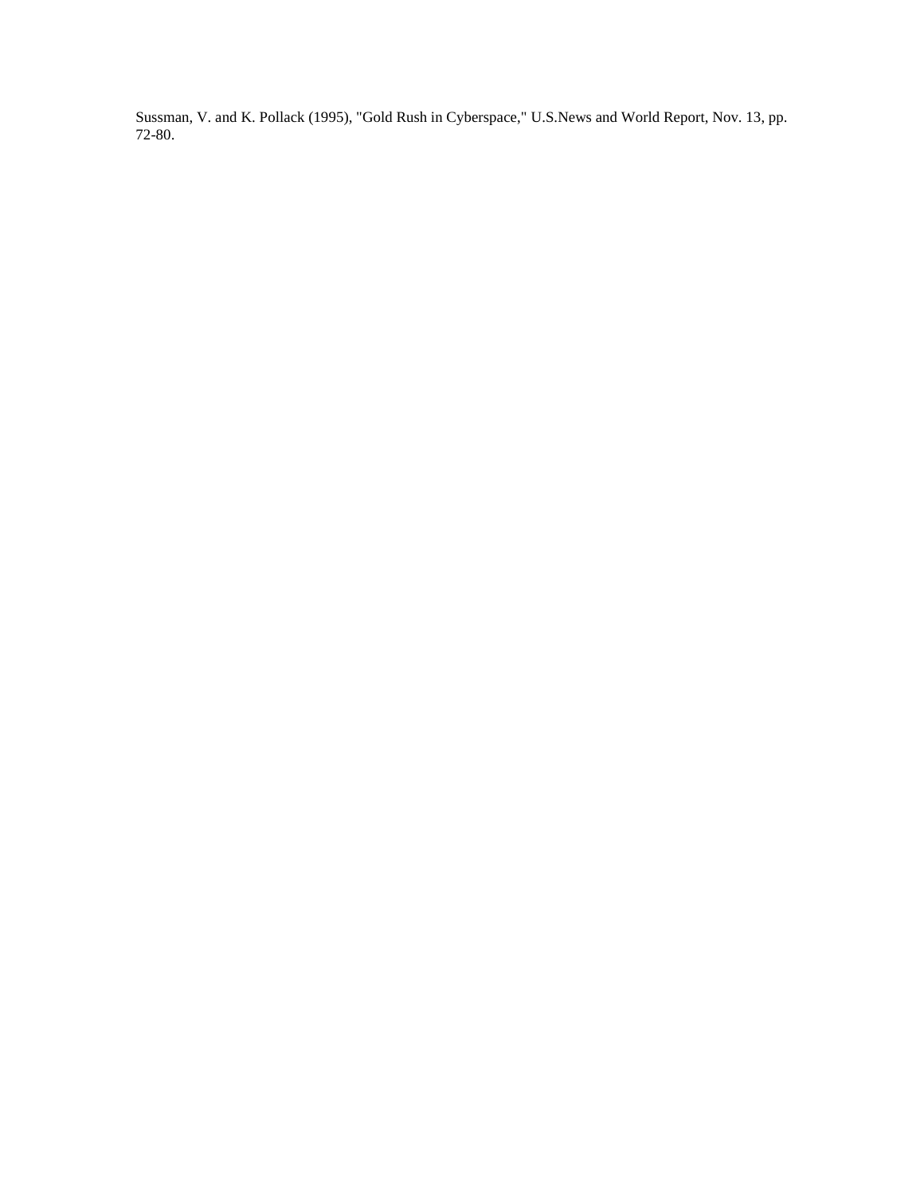Sussman, V. and K. Pollack (1995), "Gold Rush in Cyberspace," U.S.News and World Report, Nov. 13, pp. 72-80.